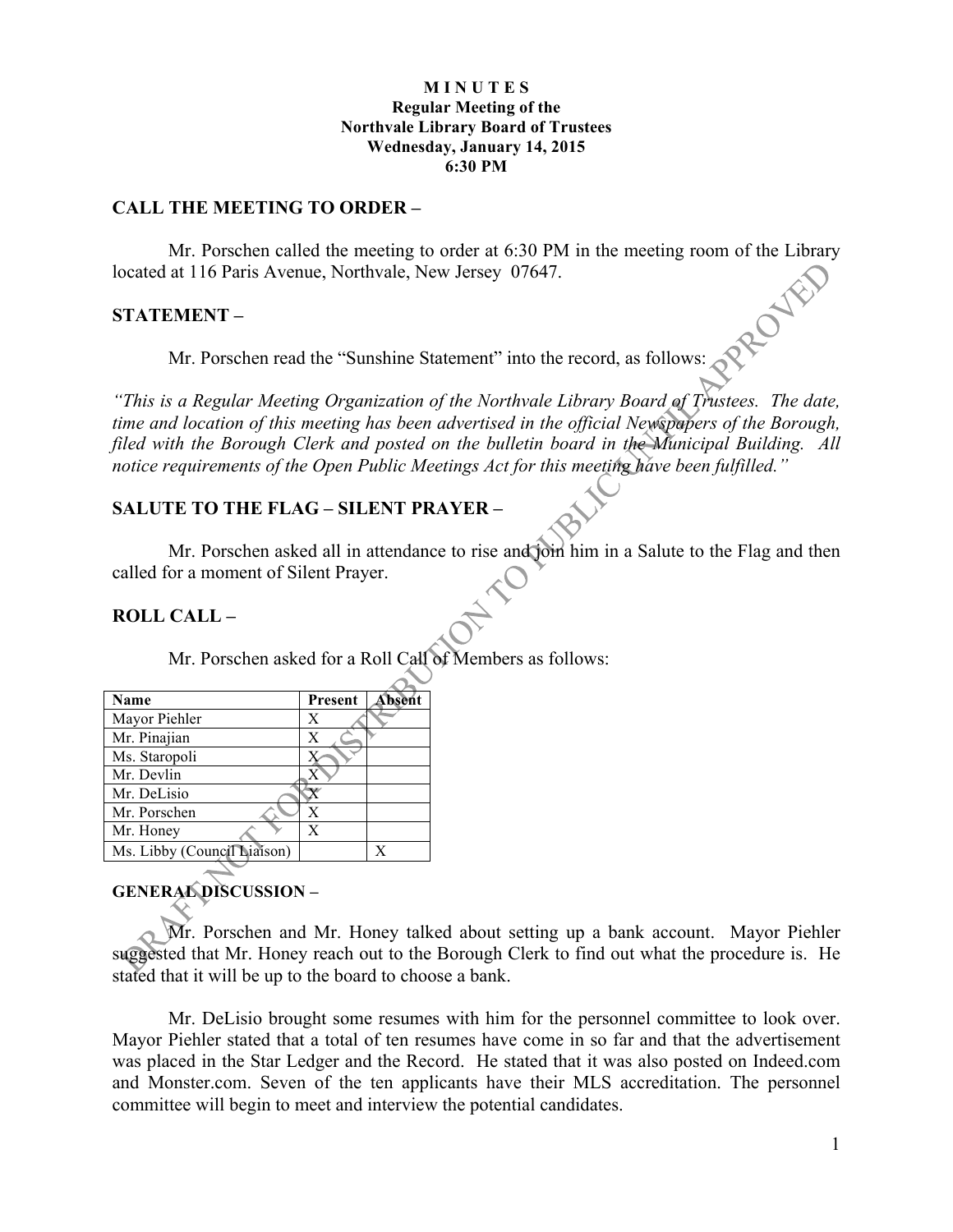**M I N U T E S**
**Regular Meeting of the**
**Northvale Library Board of Trustees**
**Wednesday, January 14, 2015**
**6:30 PM**

## CALL THE MEETING TO ORDER –

Mr. Porschen called the meeting to order at 6:30 PM in the meeting room of the Library located at 116 Paris Avenue, Northvale, New Jersey 07647.

## STATEMENT –

Mr. Porschen read the "Sunshine Statement" into the record, as follows:

*"This is a Regular Meeting Organization of the Northvale Library Board of Trustees. The date, time and location of this meeting has been advertised in the official Newspapers of the Borough, filed with the Borough Clerk and posted on the bulletin board in the Municipal Building. All notice requirements of the Open Public Meetings Act for this meeting have been fulfilled."*

## SALUTE TO THE FLAG – SILENT PRAYER –

Mr. Porschen asked all in attendance to rise and join him in a Salute to the Flag and then called for a moment of Silent Prayer.

## ROLL CALL –

Mr. Porschen asked for a Roll Call of Members as follows:

| Name | Present | Absent |
|---|---|---|
| Mayor Piehler | X | |
| Mr. Pinajian | X | |
| Ms. Staropoli | X | |
| Mr. Devlin | X | |
| Mr. DeLisio | X | |
| Mr. Porschen | X | |
| Mr. Honey | X | |
| Ms. Libby (Council Liaison) | | X |

## GENERAL DISCUSSION –

Mr. Porschen and Mr. Honey talked about setting up a bank account. Mayor Piehler suggested that Mr. Honey reach out to the Borough Clerk to find out what the procedure is. He stated that it will be up to the board to choose a bank.

Mr. DeLisio brought some resumes with him for the personnel committee to look over. Mayor Piehler stated that a total of ten resumes have come in so far and that the advertisement was placed in the Star Ledger and the Record. He stated that it was also posted on Indeed.com and Monster.com. Seven of the ten applicants have their MLS accreditation. The personnel committee will begin to meet and interview the potential candidates.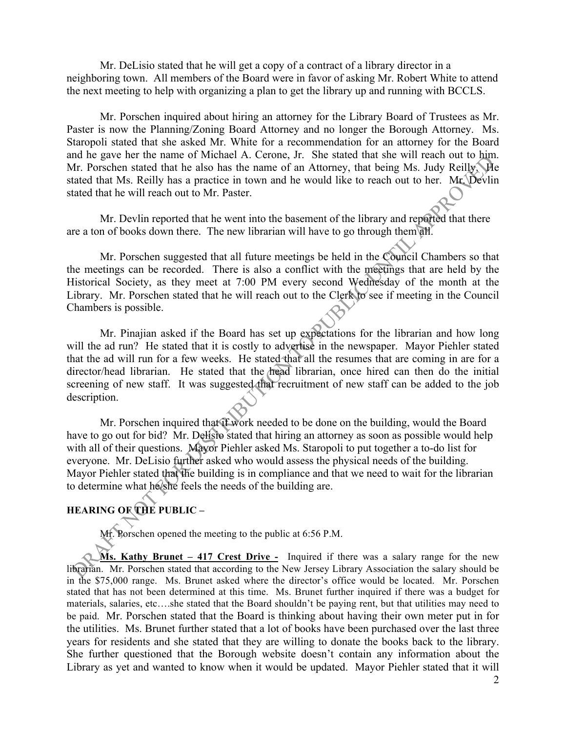Mr. DeLisio stated that he will get a copy of a contract of a library director in a neighboring town. All members of the Board were in favor of asking Mr. Robert White to attend the next meeting to help with organizing a plan to get the library up and running with BCCLS.

Mr. Porschen inquired about hiring an attorney for the Library Board of Trustees as Mr. Paster is now the Planning/Zoning Board Attorney and no longer the Borough Attorney. Ms. Staropoli stated that she asked Mr. White for a recommendation for an attorney for the Board and he gave her the name of Michael A. Cerone, Jr. She stated that she will reach out to him. Mr. Porschen stated that he also has the name of an Attorney, that being Ms. Judy Reilly. He stated that Ms. Reilly has a practice in town and he would like to reach out to her. Mr. Devlin stated that he will reach out to Mr. Paster.

Mr. Devlin reported that he went into the basement of the library and reported that there are a ton of books down there. The new librarian will have to go through them all.

Mr. Porschen suggested that all future meetings be held in the Council Chambers so that the meetings can be recorded. There is also a conflict with the meetings that are held by the Historical Society, as they meet at 7:00 PM every second Wednesday of the month at the Library. Mr. Porschen stated that he will reach out to the Clerk to see if meeting in the Council Chambers is possible.

Mr. Pinajian asked if the Board has set up expectations for the librarian and how long will the ad run? He stated that it is costly to advertise in the newspaper. Mayor Piehler stated that the ad will run for a few weeks. He stated that all the resumes that are coming in are for a director/head librarian. He stated that the head librarian, once hired can then do the initial screening of new staff. It was suggested that recruitment of new staff can be added to the job description.

Mr. Porschen inquired that if work needed to be done on the building, would the Board have to go out for bid? Mr. Delisio stated that hiring an attorney as soon as possible would help with all of their questions. Mayor Piehler asked Ms. Staropoli to put together a to-do list for everyone. Mr. DeLisio further asked who would assess the physical needs of the building. Mayor Piehler stated that the building is in compliance and that we need to wait for the librarian to determine what he/she feels the needs of the building are.

**HEARING OF THE PUBLIC –**

Mr. Porschen opened the meeting to the public at 6:56 P.M.

**Ms. Kathy Brunet – 417 Crest Drive -** Inquired if there was a salary range for the new librarian. Mr. Porschen stated that according to the New Jersey Library Association the salary should be in the $75,000 range. Ms. Brunet asked where the director's office would be located. Mr. Porschen stated that has not been determined at this time. Ms. Brunet further inquired if there was a budget for materials, salaries, etc….she stated that the Board shouldn't be paying rent, but that utilities may need to be paid. Mr. Porschen stated that the Board is thinking about having their own meter put in for the utilities. Ms. Brunet further stated that a lot of books have been purchased over the last three years for residents and she stated that they are willing to donate the books back to the library. She further questioned that the Borough website doesn't contain any information about the Library as yet and wanted to know when it would be updated. Mayor Piehler stated that it will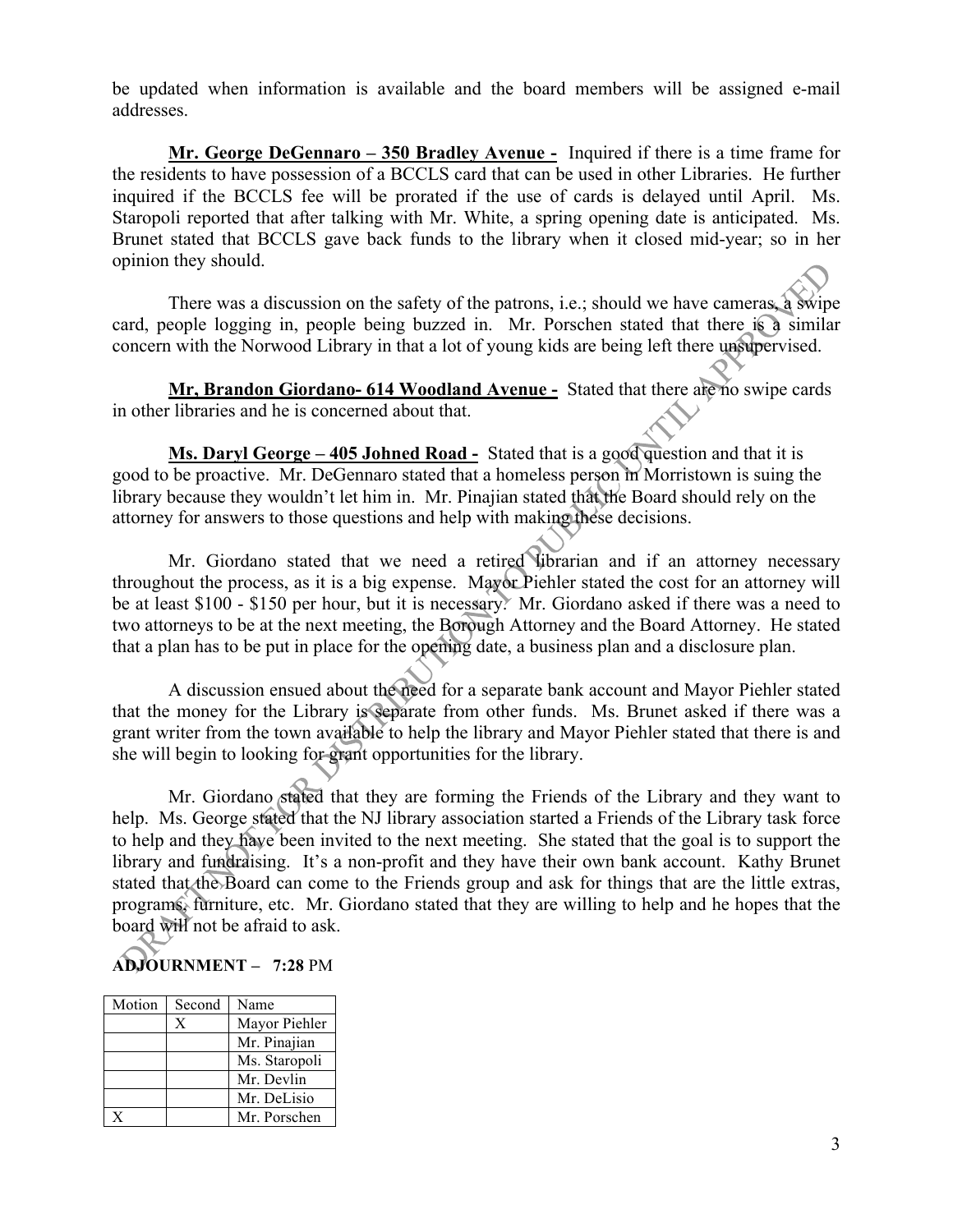be updated when information is available and the board members will be assigned e-mail addresses.

**Mr. George DeGennaro – 350 Bradley Avenue -** Inquired if there is a time frame for the residents to have possession of a BCCLS card that can be used in other Libraries. He further inquired if the BCCLS fee will be prorated if the use of cards is delayed until April. Ms. Staropoli reported that after talking with Mr. White, a spring opening date is anticipated. Ms. Brunet stated that BCCLS gave back funds to the library when it closed mid-year; so in her opinion they should.

There was a discussion on the safety of the patrons, i.e.; should we have cameras, a swipe card, people logging in, people being buzzed in. Mr. Porschen stated that there is a similar concern with the Norwood Library in that a lot of young kids are being left there unsupervised.

**Mr, Brandon Giordano- 614 Woodland Avenue -** Stated that there are no swipe cards in other libraries and he is concerned about that.

**Ms. Daryl George – 405 Johned Road -** Stated that is a good question and that it is good to be proactive. Mr. DeGennaro stated that a homeless person in Morristown is suing the library because they wouldn't let him in. Mr. Pinajian stated that the Board should rely on the attorney for answers to those questions and help with making these decisions.

Mr. Giordano stated that we need a retired librarian and if an attorney necessary throughout the process, as it is a big expense. Mayor Piehler stated the cost for an attorney will be at least $100 - $150 per hour, but it is necessary. Mr. Giordano asked if there was a need to two attorneys to be at the next meeting, the Borough Attorney and the Board Attorney. He stated that a plan has to be put in place for the opening date, a business plan and a disclosure plan.

A discussion ensued about the need for a separate bank account and Mayor Piehler stated that the money for the Library is separate from other funds. Ms. Brunet asked if there was a grant writer from the town available to help the library and Mayor Piehler stated that there is and she will begin to looking for grant opportunities for the library.

Mr. Giordano stated that they are forming the Friends of the Library and they want to help. Ms. George stated that the NJ library association started a Friends of the Library task force to help and they have been invited to the next meeting. She stated that the goal is to support the library and fundraising. It's a non-profit and they have their own bank account. Kathy Brunet stated that the Board can come to the Friends group and ask for things that are the little extras, programs, furniture, etc. Mr. Giordano stated that they are willing to help and he hopes that the board will not be afraid to ask.

**ADJOURNMENT – 7:28** PM

| Motion | Second | Name |
|---|---|---|
| | X | Mayor Piehler |
| | | Mr. Pinajian |
| | | Ms. Staropoli |
| | | Mr. Devlin |
| | | Mr. DeLisio |
| X | | Mr. Porschen |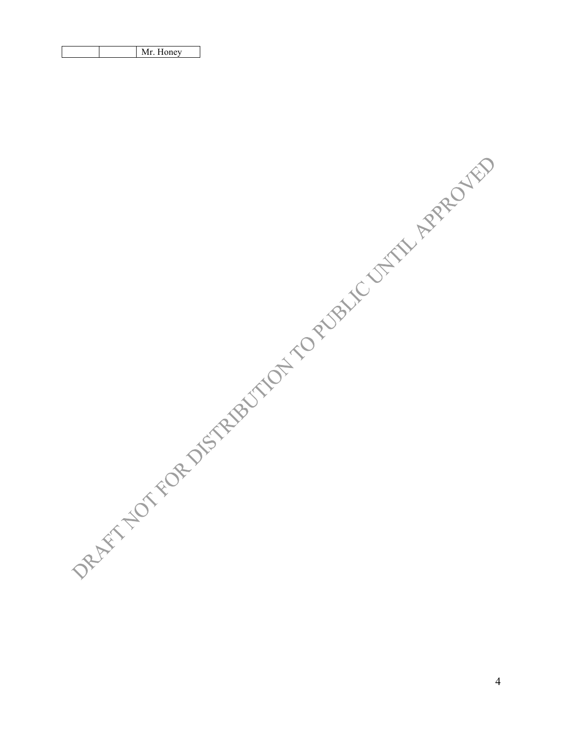| | | |
|---|---|---|
| | | Mr. Honey |

DRAFT NOT FOR DISTRIBUTION TO PUBLIC UNTIL APPROVED